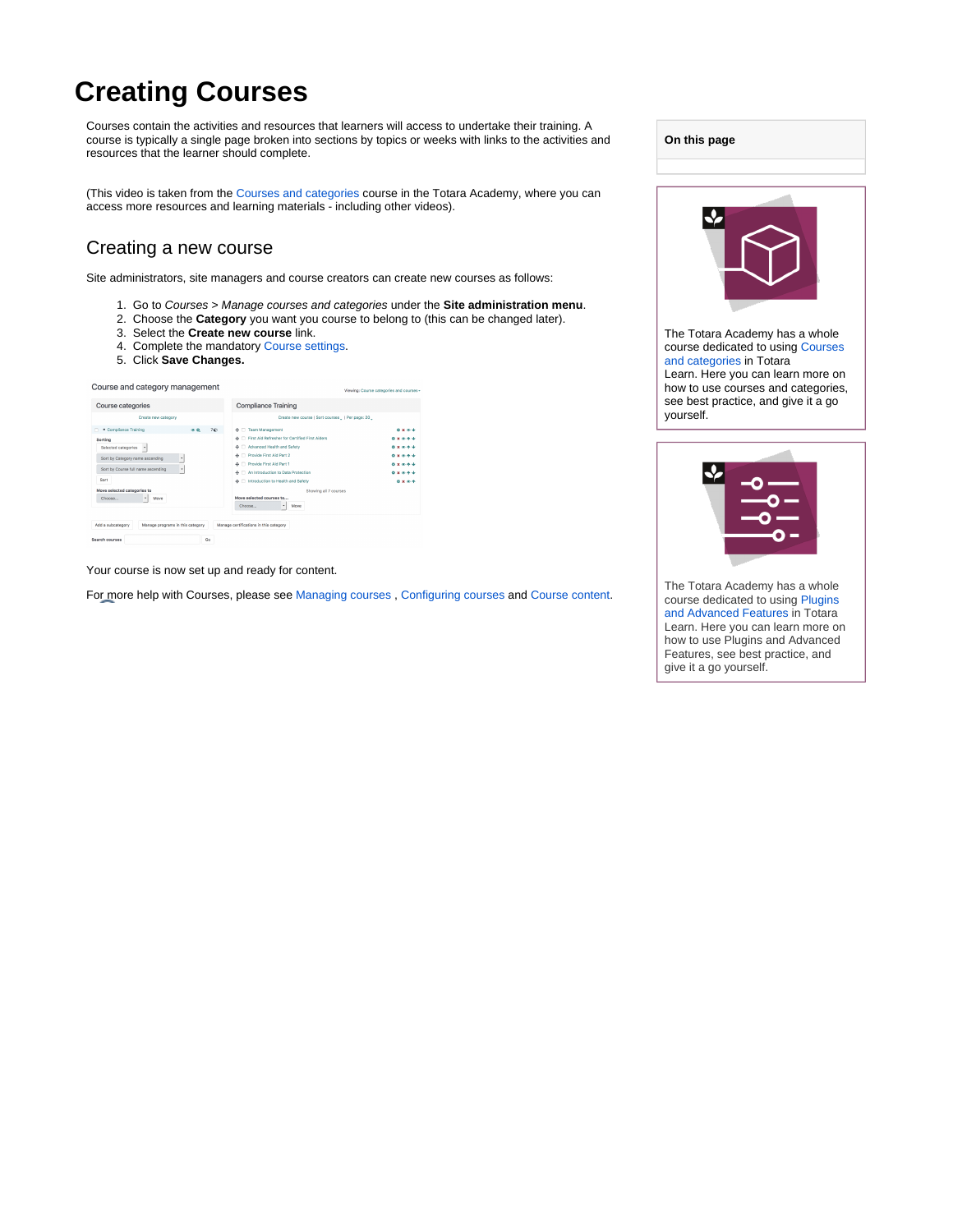# Creating Courses

Courses contain the activities and resources that learners will access to undertake their training. A course is typically a single page broken into sections by topics or weeks with links to the activities and resources that the learner should complete.

(This video is taken from the Courses and categories course in the Totara Academy, where you can access more resources and learning materials - including other videos).

## Creating a new course

Site administrators, site managers and course creators can create new courses as follows:

1. Go to *Courses* > *Manage courses and categories* under the **Site administration menu**.
2. Choose the **Category** you want you course to belong to (this can be changed later).
3. Select the **Create new course** link.
4. Complete the mandatory Course settings.
5. Click **Save Changes.**

Your course is now set up and ready for content.

For more help with Courses, please see Managing courses , Configuring courses and Course content.

**On this page**

The Totara Academy has a whole course dedicated to using Courses and categories in Totara Learn. Here you can learn more on how to use courses and categories, see best practice, and give it a go yourself.

The Totara Academy has a whole course dedicated to using Plugins and Advanced Features in Totara Learn. Here you can learn more on how to use Plugins and Advanced Features, see best practice, and give it a go yourself.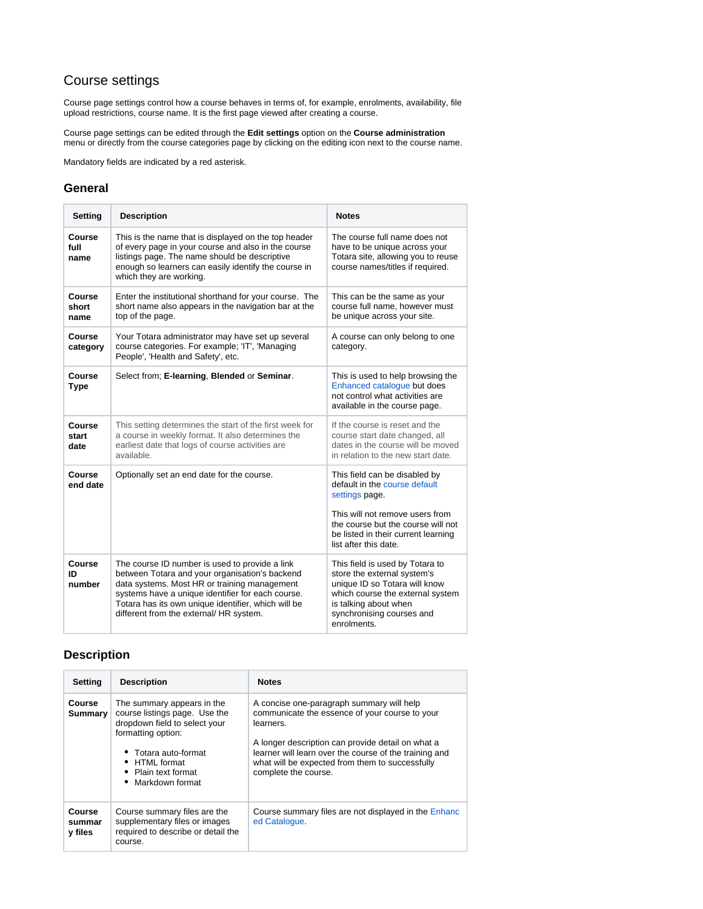# Course settings

Course page settings control how a course behaves in terms of, for example, enrolments, availability, file upload restrictions, course name. It is the first page viewed after creating a course.

Course page settings can be edited through the **Edit settings** option on the **Course administration** menu or directly from the course categories page by clicking on the editing icon next to the course name.

Mandatory fields are indicated by a red asterisk.

## General

| Setting | Description | Notes |
|---|---|---|
| **Course full name** | This is the name that is displayed on the top header of every page in your course and also in the course listings page. The name should be descriptive enough so learners can easily identify the course in which they are working. | The course full name does not have to be unique across your Totara site, allowing you to reuse course names/titles if required. |
| **Course short name** | Enter the institutional shorthand for your course. The short name also appears in the navigation bar at the top of the page. | This can be the same as your course full name, however must be unique across your site. |
| **Course category** | Your Totara administrator may have set up several course categories. For example; 'IT', 'Managing People', 'Health and Safety', etc. | A course can only belong to one category. |
| **Course Type** | Select from; **E-learning**, **Blended** or **Seminar**. | This is used to help browsing the Enhanced catalogue but does not control what activities are available in the course page. |
| **Course start date** | This setting determines the start of the first week for a course in weekly format. It also determines the earliest date that logs of course activities are available. | If the course is reset and the course start date changed, all dates in the course will be moved in relation to the new start date. |
| **Course end date** | Optionally set an end date for the course. | This field can be disabled by default in the course default settings page.<br><br>This will not remove users from the course but the course will not be listed in their current learning list after this date. |
| **Course ID number** | The course ID number is used to provide a link between Totara and your organisation's backend data systems. Most HR or training management systems have a unique identifier for each course. Totara has its own unique identifier, which will be different from the external/ HR system. | This field is used by Totara to store the external system's unique ID so Totara will know which course the external system is talking about when synchronising courses and enrolments. |

## Description

| Setting | Description | Notes |
|---|---|---|
| **Course Summary** | The summary appears in the course listings page. Use the dropdown field to select your formatting option:<br><ul><li>Totara auto-format</li><li>HTML format</li><li>Plain text format</li><li>Markdown format</li></ul> | A concise one-paragraph summary will help communicate the essence of your course to your learners.<br><br>A longer description can provide detail on what a learner will learn over the course of the training and what will be expected from them to successfully complete the course. |
| **Course summary files** | Course summary files are the supplementary files or images required to describe or detail the course. | Course summary files are not displayed in the Enhanced Catalogue. |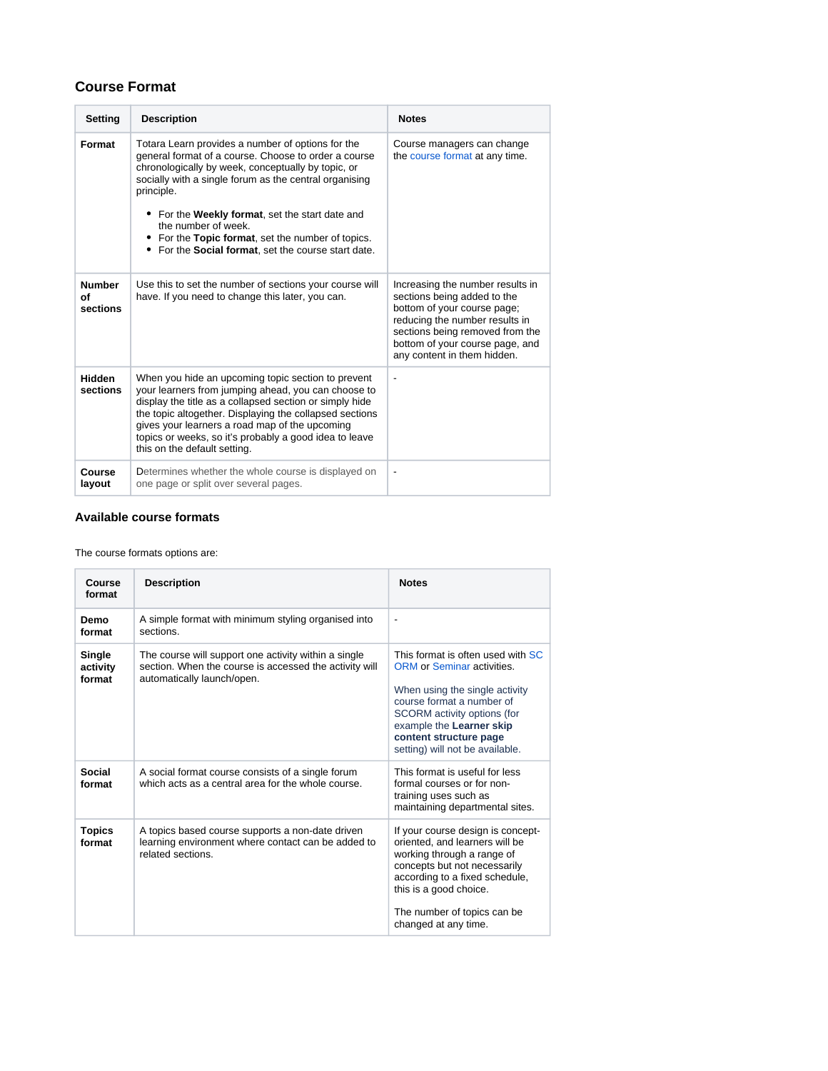## Course Format

| Setting | Description | Notes |
| --- | --- | --- |
| **Format** | Totara Learn provides a number of options for the general format of a course. Choose to order a course chronologically by week, conceptually by topic, or socially with a single forum as the central organising principle.<br><br>• For the **Weekly format**, set the start date and the number of week.<br>• For the **Topic format**, set the number of topics.<br>• For the **Social format**, set the course start date. | Course managers can change the course format at any time. |
| **Number of sections** | Use this to set the number of sections your course will have. If you need to change this later, you can. | Increasing the number results in sections being added to the bottom of your course page; reducing the number results in sections being removed from the bottom of your course page, and any content in them hidden. |
| **Hidden sections** | When you hide an upcoming topic section to prevent your learners from jumping ahead, you can choose to display the title as a collapsed section or simply hide the topic altogether. Displaying the collapsed sections gives your learners a road map of the upcoming topics or weeks, so it's probably a good idea to leave this on the default setting. | - |
| **Course layout** | Determines whether the whole course is displayed on one page or split over several pages. | - |

### Available course formats

The course formats options are:

| Course format | Description | Notes |
| --- | --- | --- |
| **Demo format** | A simple format with minimum styling organised into sections. | - |
| **Single activity format** | The course will support one activity within a single section. When the course is accessed the activity will automatically launch/open. | This format is often used with SCORM or Seminar activities.<br><br>When using the single activity course format a number of SCORM activity options (for example the **Learner skip content structure page** setting) will not be available. |
| **Social format** | A social format course consists of a single forum which acts as a central area for the whole course. | This format is useful for less formal courses or for non-training uses such as maintaining departmental sites. |
| **Topics format** | A topics based course supports a non-date driven learning environment where contact can be added to related sections. | If your course design is concept-oriented, and learners will be working through a range of concepts but not necessarily according to a fixed schedule, this is a good choice.<br><br>The number of topics can be changed at any time. |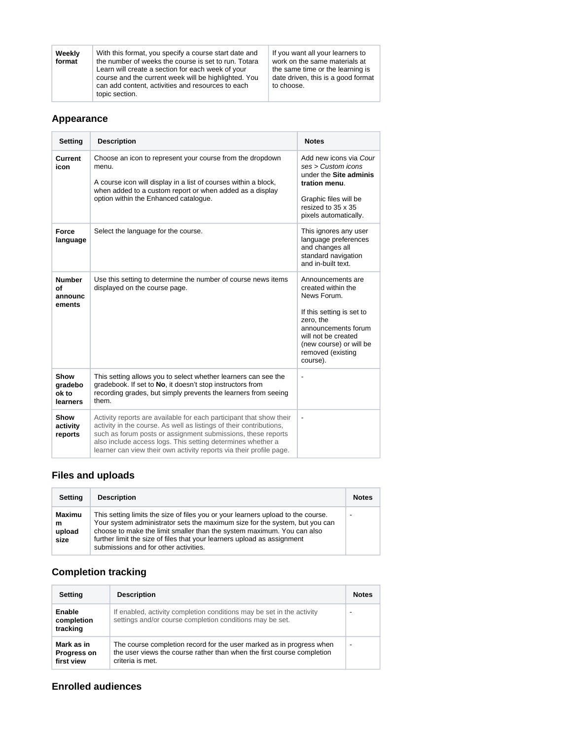| Weekly format | With this format, you specify a course start date and the number of weeks the course is set to run. Totara Learn will create a section for each week of your course and the current week will be highlighted. You can add content, activities and resources to each topic section. | If you want all your learners to work on the same materials at the same time or the learning is date driven, this is a good format to choose. |
| --- | --- | --- |

## Appearance

| Setting | Description | Notes |
| --- | --- | --- |
| **Current icon** | Choose an icon to represent your course from the dropdown menu.<br><br>A course icon will display in a list of courses within a block, when added to a custom report or when added as a display option within the Enhanced catalogue. | Add new icons via *Courses > Custom icons* under the **Site administration menu**.<br><br>Graphic files will be resized to 35 x 35 pixels automatically. |
| **Force language** | Select the language for the course. | This ignores any user language preferences and changes all standard navigation and in-built text. |
| **Number of announcements** | Use this setting to determine the number of course news items displayed on the course page. | Announcements are created within the News Forum.<br><br>If this setting is set to zero, the announcements forum will not be created (new course) or will be removed (existing course). |
| **Show gradebook to learners** | This setting allows you to select whether learners can see the gradebook. If set to **No**, it doesn't stop instructors from recording grades, but simply prevents the learners from seeing them. | - |
| **Show activity reports** | Activity reports are available for each participant that show their activity in the course. As well as listings of their contributions, such as forum posts or assignment submissions, these reports also include access logs. This setting determines whether a learner can view their own activity reports via their profile page. | - |

## Files and uploads

| Setting | Description | Notes |
| --- | --- | --- |
| **Maximum upload size** | This setting limits the size of files you or your learners upload to the course. Your system administrator sets the maximum size for the system, but you can choose to make the limit smaller than the system maximum. You can also further limit the size of files that your learners upload as assignment submissions and for other activities. | - |

## Completion tracking

| Setting | Description | Notes |
| --- | --- | --- |
| **Enable completion tracking** | If enabled, activity completion conditions may be set in the activity settings and/or course completion conditions may be set. | - |
| **Mark as in Progress on first view** | The course completion record for the user marked as in progress when the user views the course rather than when the first course completion criteria is met. | - |

## Enrolled audiences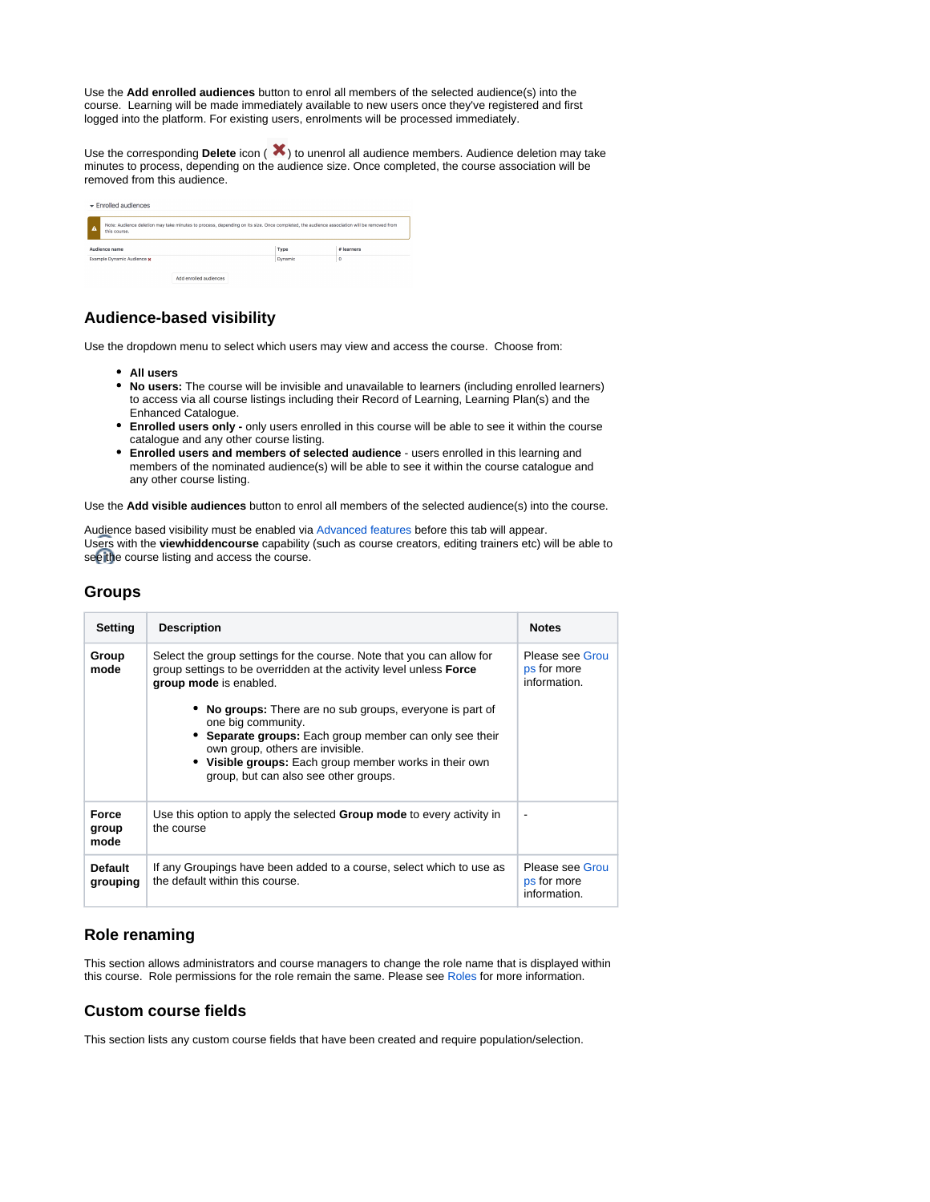Use the **Add enrolled audiences** button to enrol all members of the selected audience(s) into the course. Learning will be made immediately available to new users once they've registered and first logged into the platform. For existing users, enrolments will be processed immediately.

Use the corresponding **Delete** icon ( ✖ ) to unenrol all audience members. Audience deletion may take minutes to process, depending on the audience size. Once completed, the course association will be removed from this audience.

## Audience-based visibility

Use the dropdown menu to select which users may view and access the course. Choose from:

- **All users**
- **No users:** The course will be invisible and unavailable to learners (including enrolled learners) to access via all course listings including their Record of Learning, Learning Plan(s) and the Enhanced Catalogue.
- **Enrolled users only -** only users enrolled in this course will be able to see it within the course catalogue and any other course listing.
- **Enrolled users and members of selected audience** - users enrolled in this learning and members of the nominated audience(s) will be able to see it within the course catalogue and any other course listing.

Use the **Add visible audiences** button to enrol all members of the selected audience(s) into the course.

Audience based visibility must be enabled via Advanced features before this tab will appear.
Users with the **viewhiddencourse** capability (such as course creators, editing trainers etc) will be able to see the course listing and access the course.

## Groups

| Setting | Description | Notes |
|---|---|---|
| **Group mode** | Select the group settings for the course. Note that you can allow for group settings to be overridden at the activity level unless **Force group mode** is enabled.<br><br>• **No groups:** There are no sub groups, everyone is part of one big community.<br>• **Separate groups:** Each group member can only see their own group, others are invisible.<br>• **Visible groups:** Each group member works in their own group, but can also see other groups. | Please see Groups for more information. |
| **Force group mode** | Use this option to apply the selected **Group mode** to every activity in the course | - |
| **Default grouping** | If any Groupings have been added to a course, select which to use as the default within this course. | Please see Groups for more information. |

## Role renaming

This section allows administrators and course managers to change the role name that is displayed within this course. Role permissions for the role remain the same. Please see Roles for more information.

## Custom course fields

This section lists any custom course fields that have been created and require population/selection.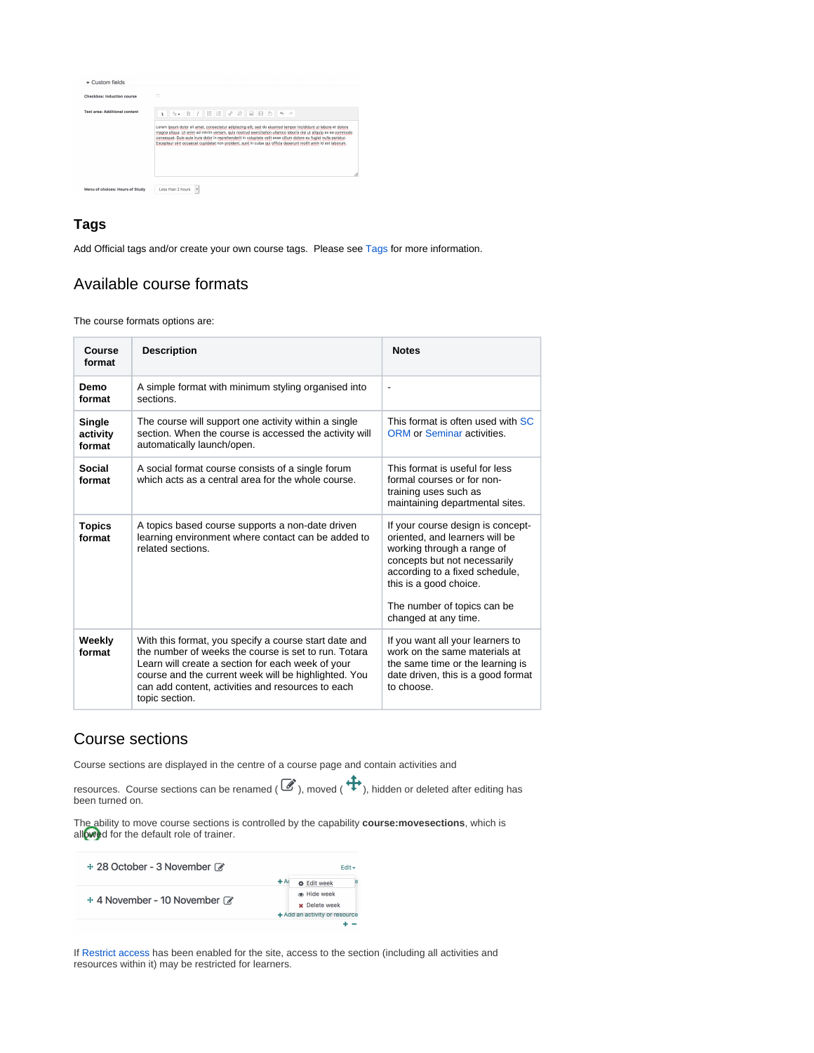## Tags

Add Official tags and/or create your own course tags. Please see Tags for more information.

## Available course formats

The course formats options are:

| Course format | Description | Notes |
| --- | --- | --- |
| **Demo format** | A simple format with minimum styling organised into sections. | - |
| **Single activity format** | The course will support one activity within a single section. When the course is accessed the activity will automatically launch/open. | This format is often used with SCORM or Seminar activities. |
| **Social format** | A social format course consists of a single forum which acts as a central area for the whole course. | This format is useful for less formal courses or for non-training uses such as maintaining departmental sites. |
| **Topics format** | A topics based course supports a non-date driven learning environment where contact can be added to related sections. | If your course design is concept-oriented, and learners will be working through a range of concepts but not necessarily according to a fixed schedule, this is a good choice.<br><br>The number of topics can be changed at any time. |
| **Weekly format** | With this format, you specify a course start date and the number of weeks the course is set to run. Totara Learn will create a section for each week of your course and the current week will be highlighted. You can add content, activities and resources to each topic section. | If you want all your learners to work on the same materials at the same time or the learning is date driven, this is a good format to choose. |

## Course sections

Course sections are displayed in the centre of a course page and contain activities and resources. Course sections can be renamed ( ), moved ( ), hidden or deleted after editing has been turned on.

The ability to move course sections is controlled by the capability **course:movesections**, which is allowed for the default role of trainer.

If Restrict access has been enabled for the site, access to the section (including all activities and resources within it) may be restricted for learners.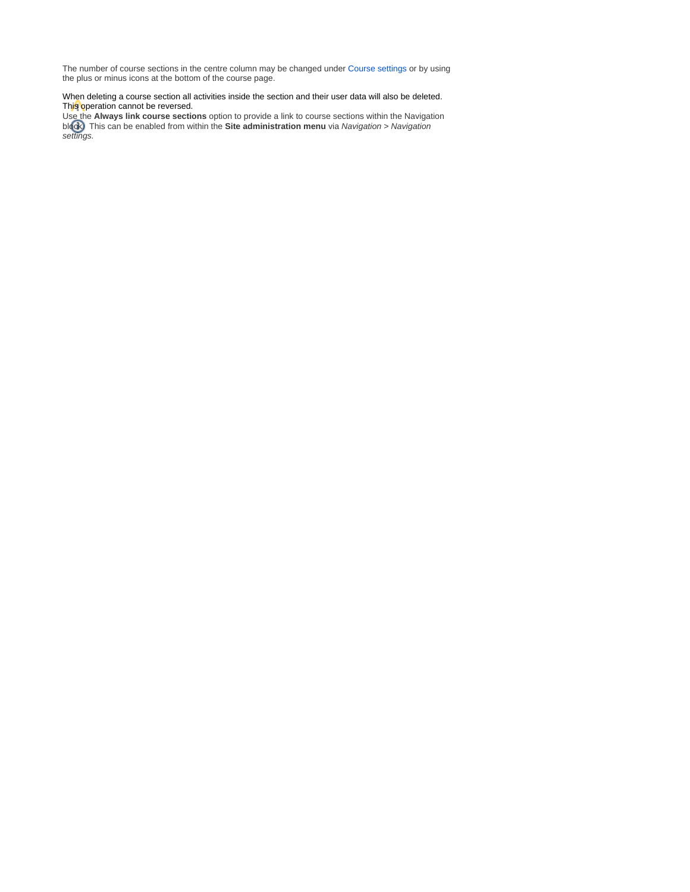The number of course sections in the centre column may be changed under Course settings or by using the plus or minus icons at the bottom of the course page.

When deleting a course section all activities inside the section and their user data will also be deleted. This operation cannot be reversed.

Use the **Always link course sections** option to provide a link to course sections within the Navigation block. This can be enabled from within the **Site administration menu** via *Navigation > Navigation settings.*